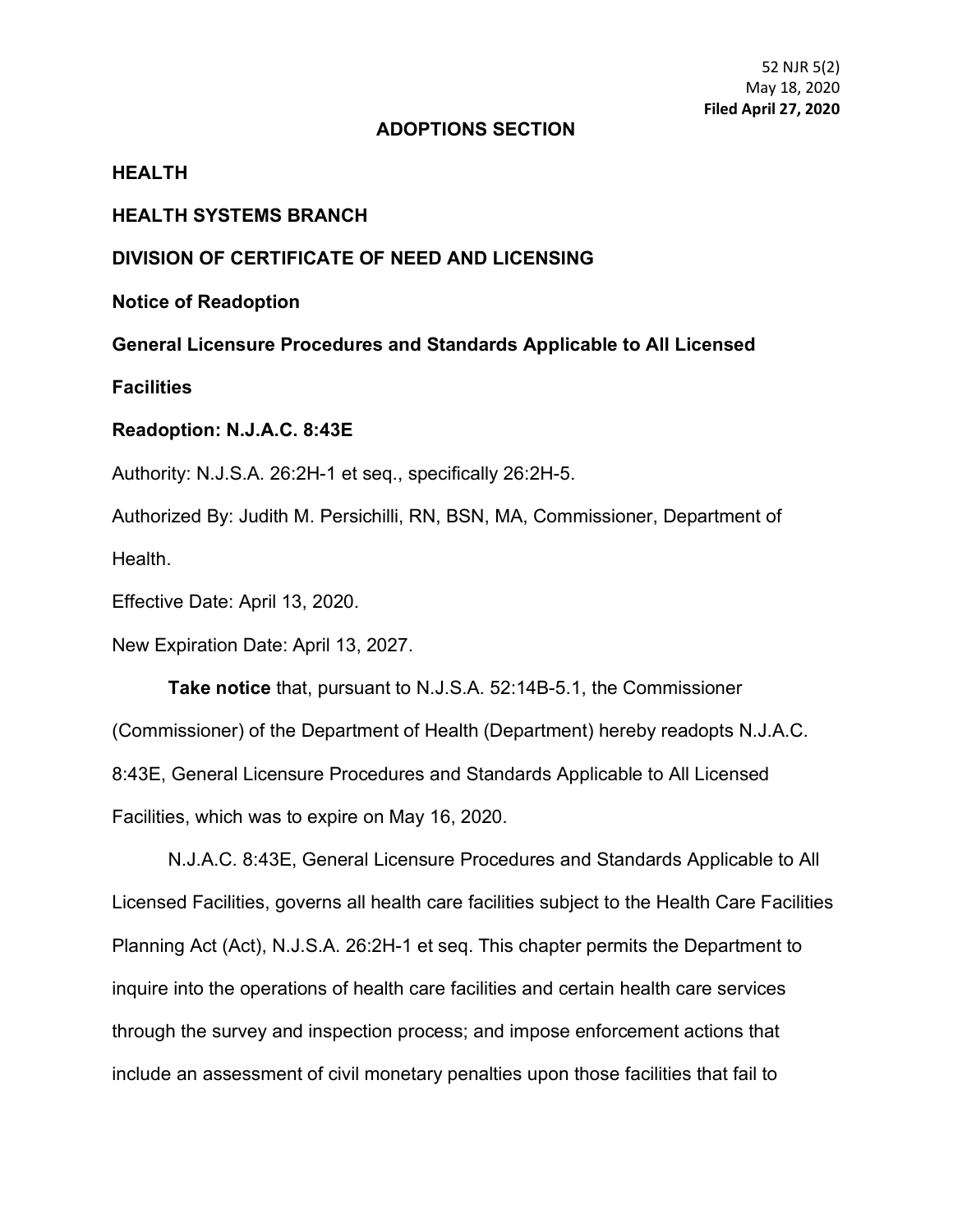52 NJR 5(2)
May 18, 2020
**Filed April 27, 2020**

# ADOPTIONS SECTION

## HEALTH

## HEALTH SYSTEMS BRANCH

## DIVISION OF CERTIFICATE OF NEED AND LICENSING

**Notice of Readoption**

**General Licensure Procedures and Standards Applicable to All Licensed Facilities**

**Readoption: N.J.A.C. 8:43E**

Authority: N.J.S.A. 26:2H-1 et seq., specifically 26:2H-5.

Authorized By: Judith M. Persichilli, RN, BSN, MA, Commissioner, Department of Health.

Effective Date: April 13, 2020.

New Expiration Date: April 13, 2027.

**Take notice** that, pursuant to N.J.S.A. 52:14B-5.1, the Commissioner (Commissioner) of the Department of Health (Department) hereby readopts N.J.A.C. 8:43E, General Licensure Procedures and Standards Applicable to All Licensed Facilities, which was to expire on May 16, 2020.

N.J.A.C. 8:43E, General Licensure Procedures and Standards Applicable to All Licensed Facilities, governs all health care facilities subject to the Health Care Facilities Planning Act (Act), N.J.S.A. 26:2H-1 et seq. This chapter permits the Department to inquire into the operations of health care facilities and certain health care services through the survey and inspection process; and impose enforcement actions that include an assessment of civil monetary penalties upon those facilities that fail to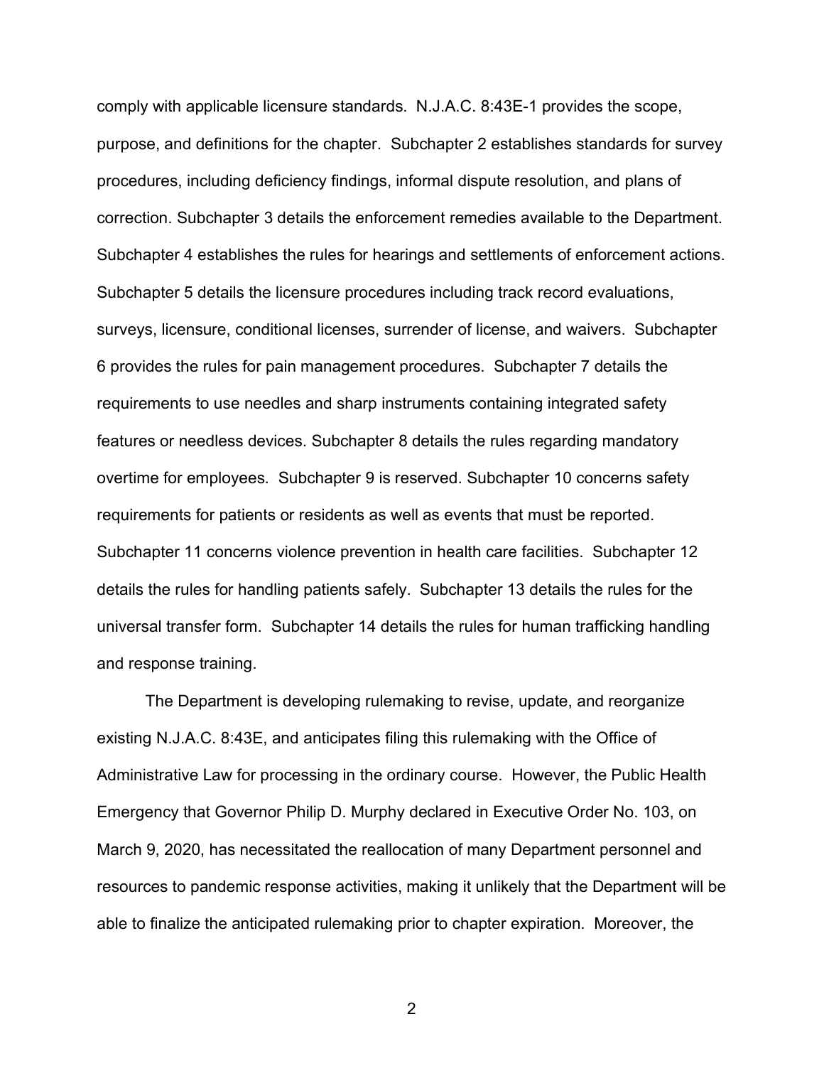comply with applicable licensure standards. N.J.A.C. 8:43E-1 provides the scope, purpose, and definitions for the chapter. Subchapter 2 establishes standards for survey procedures, including deficiency findings, informal dispute resolution, and plans of correction. Subchapter 3 details the enforcement remedies available to the Department. Subchapter 4 establishes the rules for hearings and settlements of enforcement actions. Subchapter 5 details the licensure procedures including track record evaluations, surveys, licensure, conditional licenses, surrender of license, and waivers. Subchapter 6 provides the rules for pain management procedures. Subchapter 7 details the requirements to use needles and sharp instruments containing integrated safety features or needless devices. Subchapter 8 details the rules regarding mandatory overtime for employees. Subchapter 9 is reserved. Subchapter 10 concerns safety requirements for patients or residents as well as events that must be reported. Subchapter 11 concerns violence prevention in health care facilities. Subchapter 12 details the rules for handling patients safely. Subchapter 13 details the rules for the universal transfer form. Subchapter 14 details the rules for human trafficking handling and response training.

The Department is developing rulemaking to revise, update, and reorganize existing N.J.A.C. 8:43E, and anticipates filing this rulemaking with the Office of Administrative Law for processing in the ordinary course. However, the Public Health Emergency that Governor Philip D. Murphy declared in Executive Order No. 103, on March 9, 2020, has necessitated the reallocation of many Department personnel and resources to pandemic response activities, making it unlikely that the Department will be able to finalize the anticipated rulemaking prior to chapter expiration. Moreover, the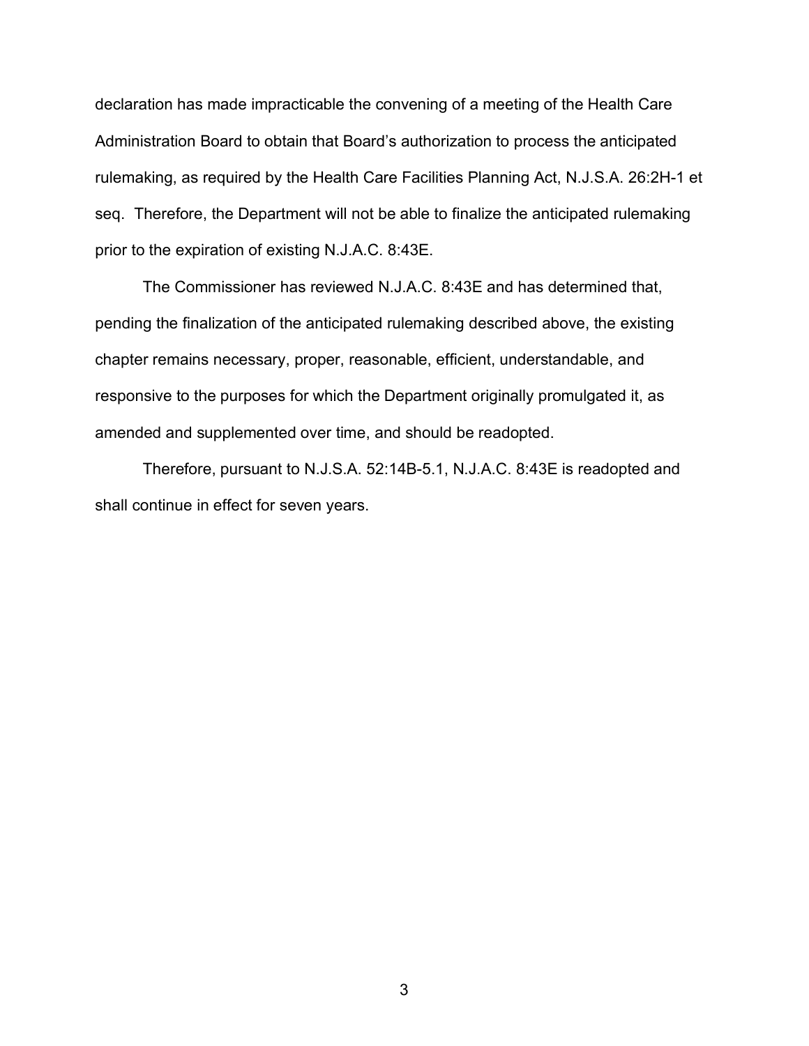declaration has made impracticable the convening of a meeting of the Health Care Administration Board to obtain that Board's authorization to process the anticipated rulemaking, as required by the Health Care Facilities Planning Act, N.J.S.A. 26:2H-1 et seq. Therefore, the Department will not be able to finalize the anticipated rulemaking prior to the expiration of existing N.J.A.C. 8:43E.

The Commissioner has reviewed N.J.A.C. 8:43E and has determined that, pending the finalization of the anticipated rulemaking described above, the existing chapter remains necessary, proper, reasonable, efficient, understandable, and responsive to the purposes for which the Department originally promulgated it, as amended and supplemented over time, and should be readopted.

Therefore, pursuant to N.J.S.A. 52:14B-5.1, N.J.A.C. 8:43E is readopted and shall continue in effect for seven years.